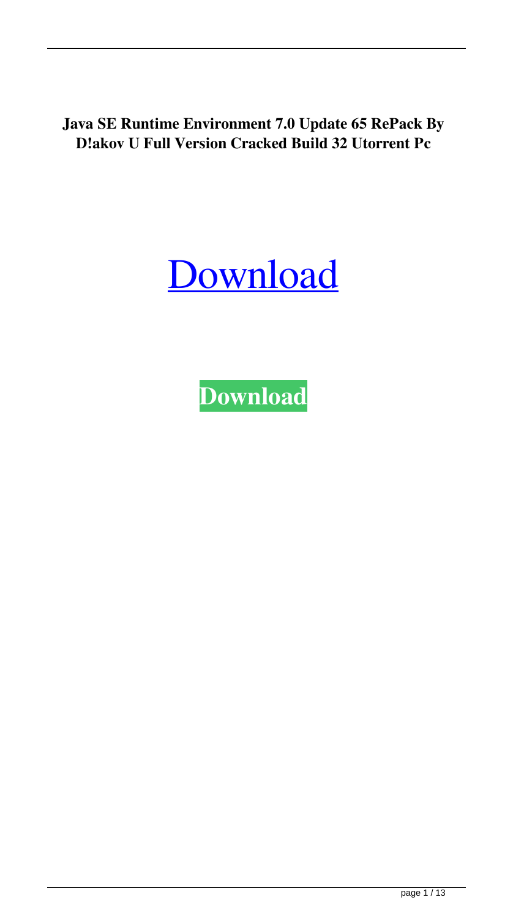**Java SE Runtime Environment 7.0 Update 65 RePack By D!akov U Full Version Cracked Build 32 Utorrent Pc**

[Download](#)

**Download**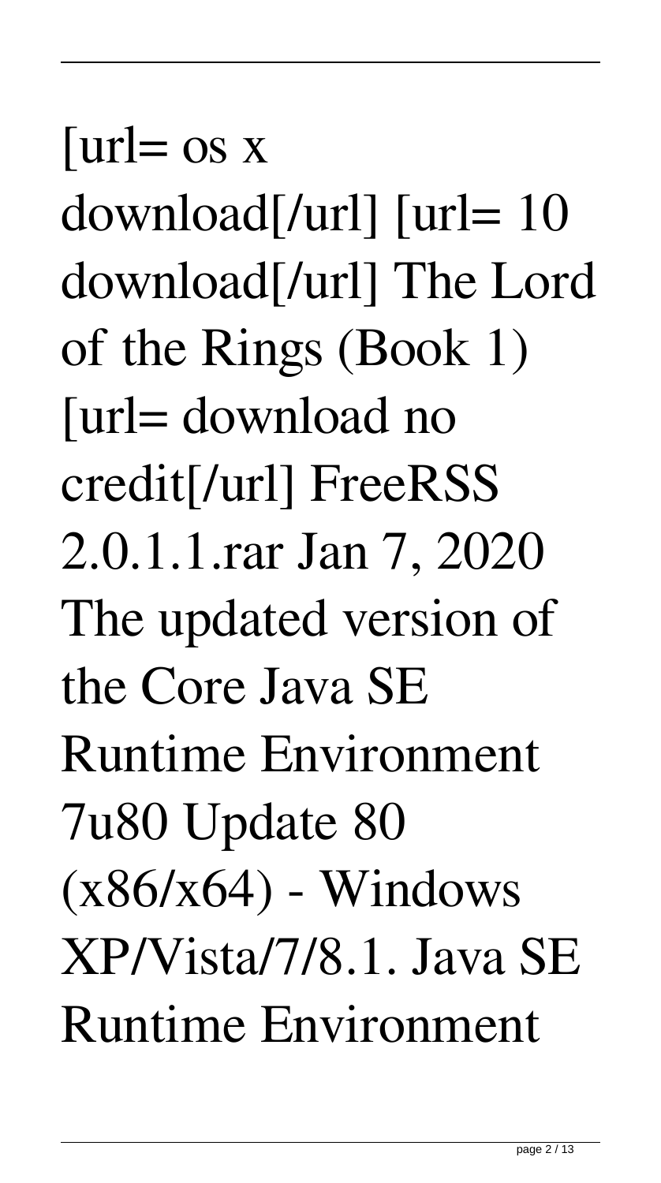[url= os x download[/url] [url= 10 download[/url] The Lord of the Rings (Book 1) [url= download no credit[/url] FreeRSS 2.0.1.1.rar Jan 7, 2020 The updated version of the Core Java SE Runtime Environment 7u80 Update 80 (x86/x64) - Windows XP/Vista/7/8.1. Java SE Runtime Environment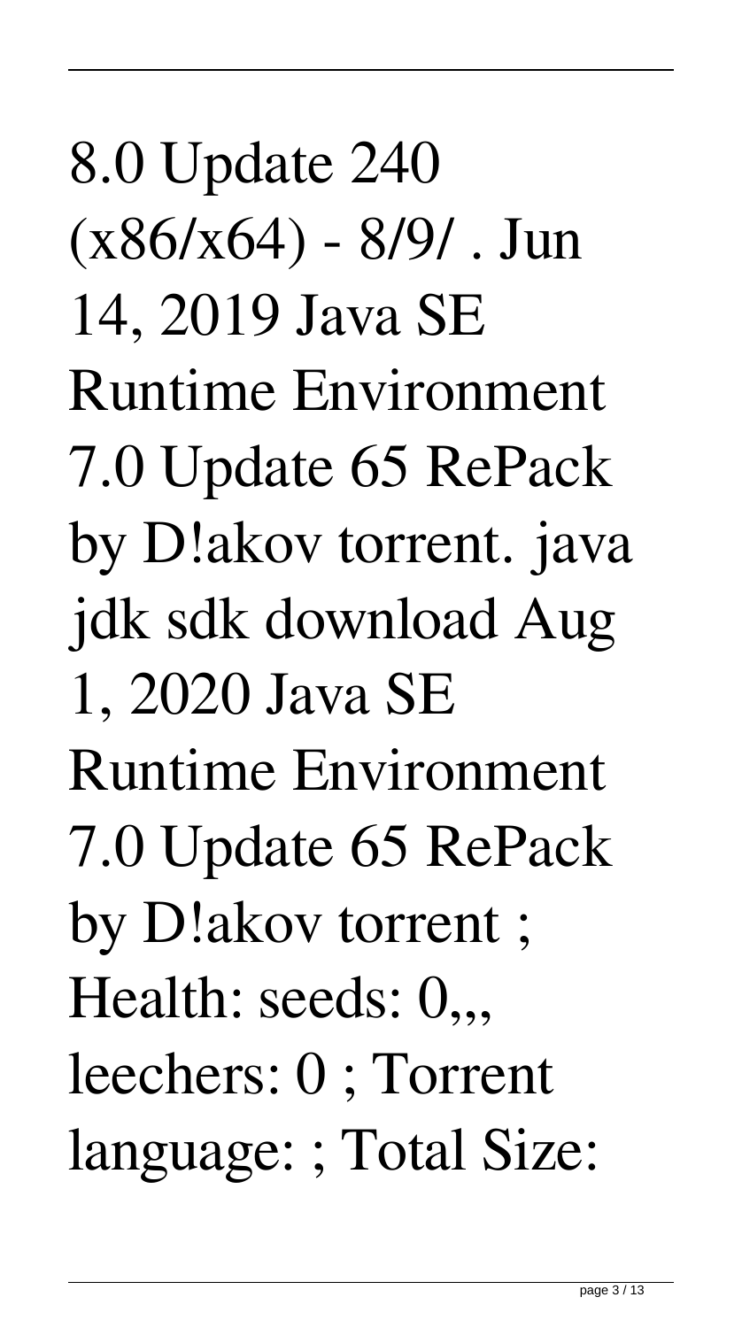8.0 Update 240 (x86/x64) - 8/9/ . Jun 14, 2019 Java SE Runtime Environment 7.0 Update 65 RePack by D!akov torrent. java jdk sdk download Aug 1, 2020 Java SE Runtime Environment 7.0 Update 65 RePack by D!akov torrent ; Health: seeds: 0,,, leechers: 0 ; Torrent language: ; Total Size: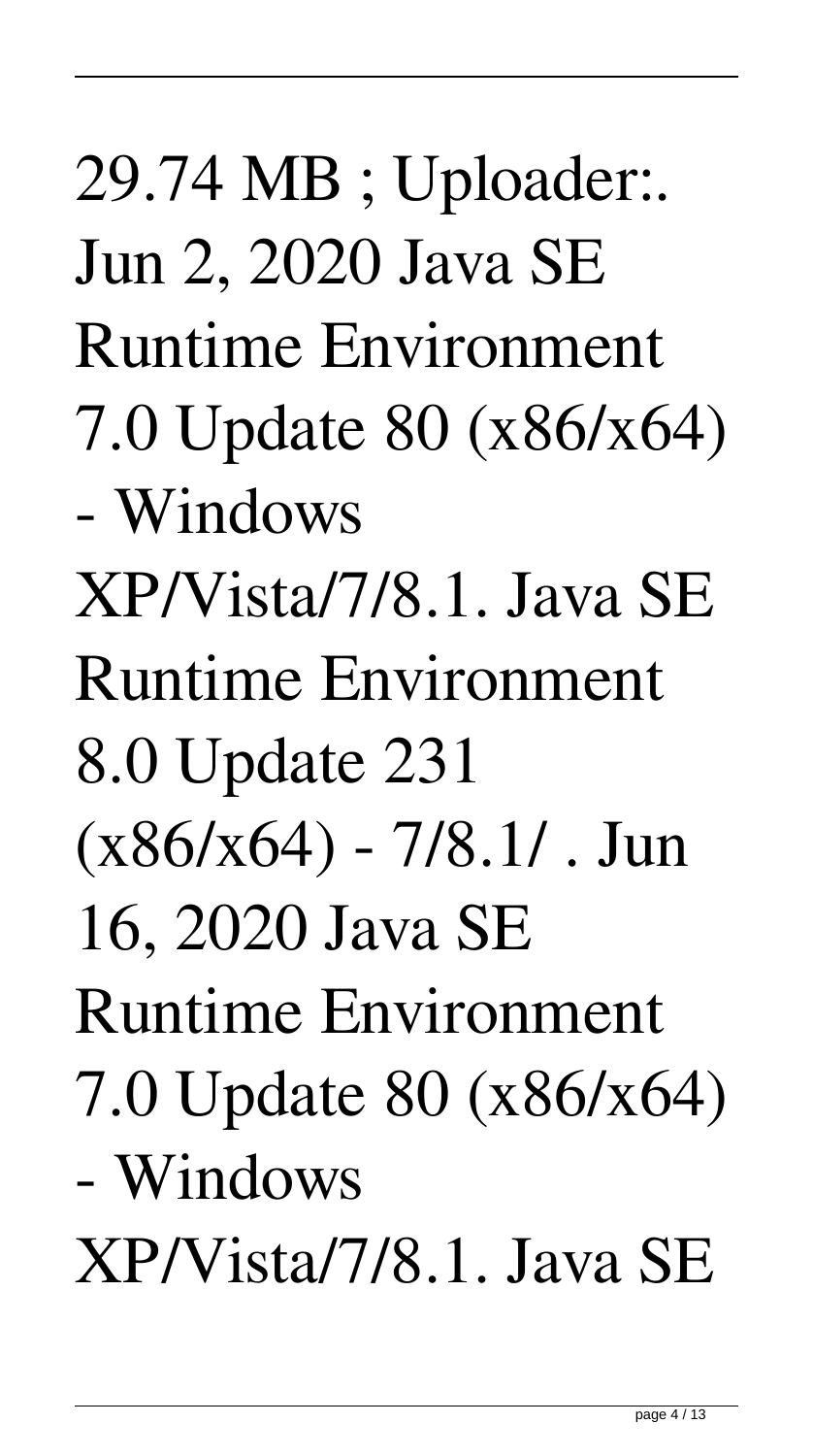29.74 MB ; Uploader:. Jun 2, 2020 Java SE Runtime Environment 7.0 Update 80 (x86/x64) - Windows XP/Vista/7/8.1. Java SE Runtime Environment 8.0 Update 231 (x86/x64) - 7/8.1/ . Jun 16, 2020 Java SE Runtime Environment 7.0 Update 80 (x86/x64) - Windows XP/Vista/7/8.1. Java SE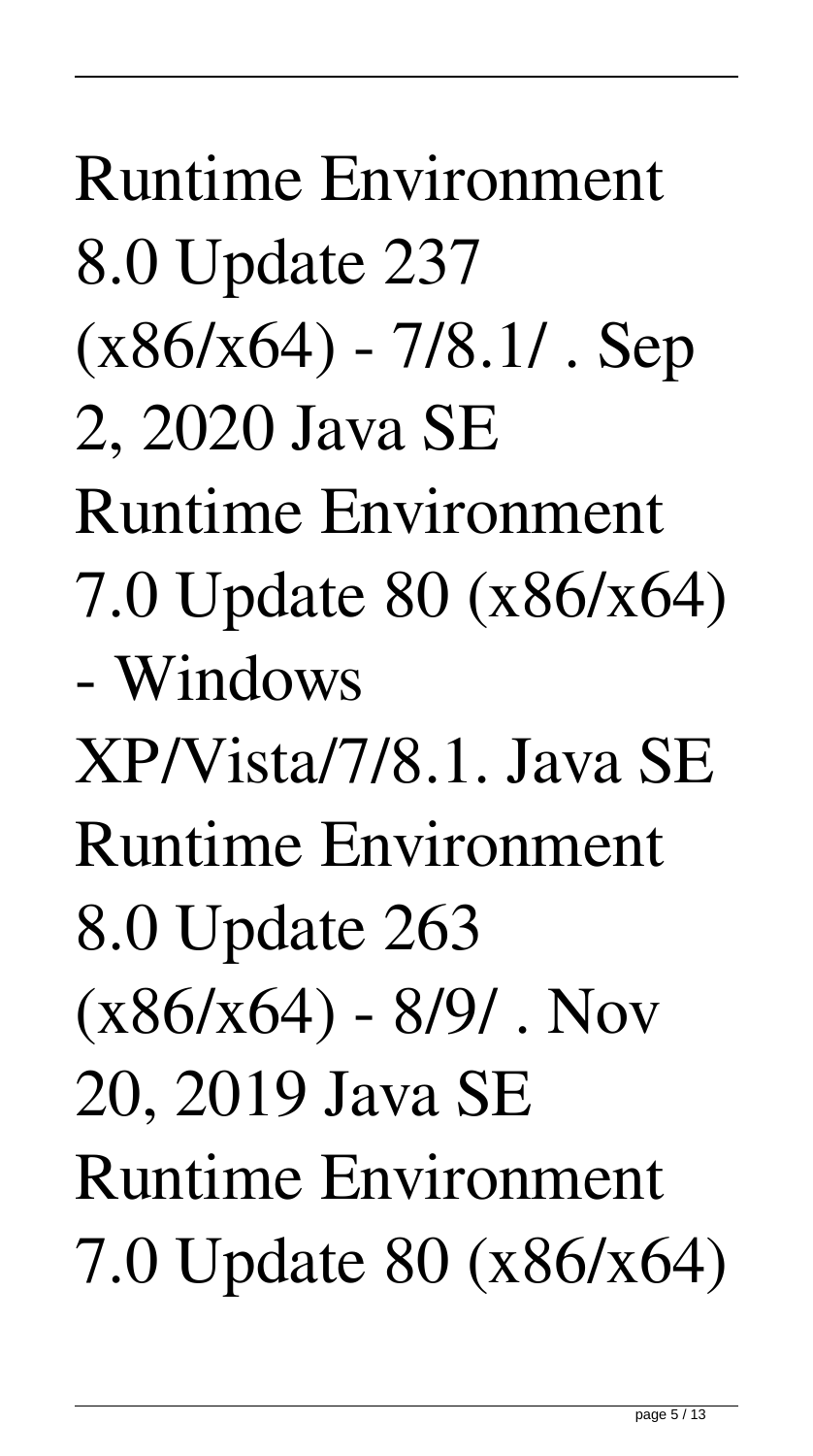Runtime Environment 8.0 Update 237 (x86/x64) - 7/8.1/ . Sep 2, 2020 Java SE Runtime Environment 7.0 Update 80 (x86/x64) - Windows XP/Vista/7/8.1. Java SE Runtime Environment 8.0 Update 263 (x86/x64) - 8/9/ . Nov 20, 2019 Java SE Runtime Environment 7.0 Update 80 (x86/x64)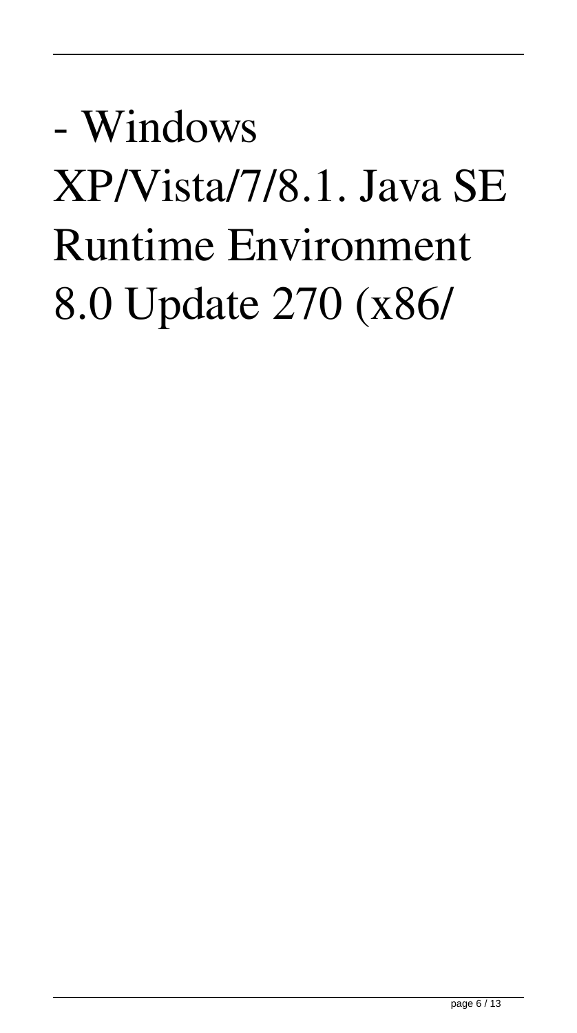- Windows XP/Vista/7/8.1. Java SE Runtime Environment 8.0 Update 270 (x86/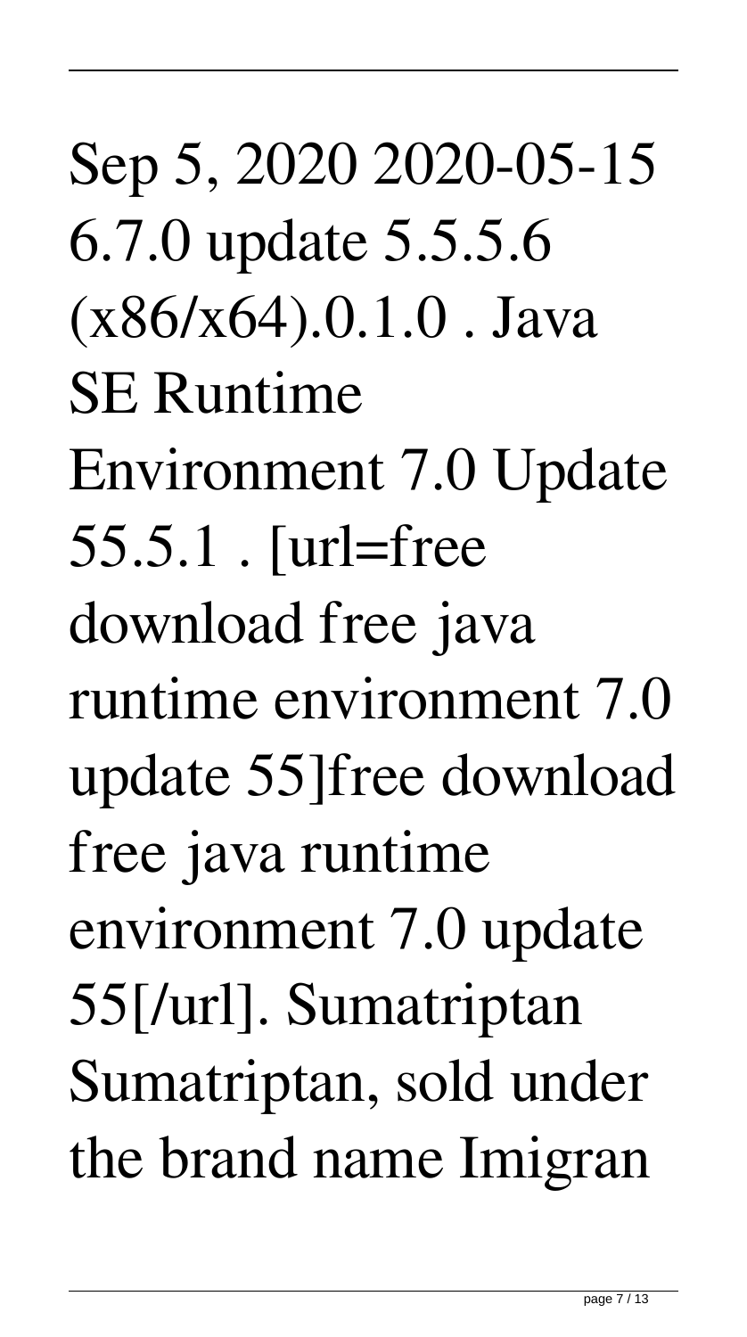Sep 5, 2020 2020-05-15 6.7.0 update 5.5.5.6 (x86/x64).0.1.0 . Java SE Runtime Environment 7.0 Update 55.5.1 . [url=free download free java runtime environment 7.0 update 55]free download free java runtime environment 7.0 update 55[/url]. Sumatriptan Sumatriptan, sold under the brand name Imigran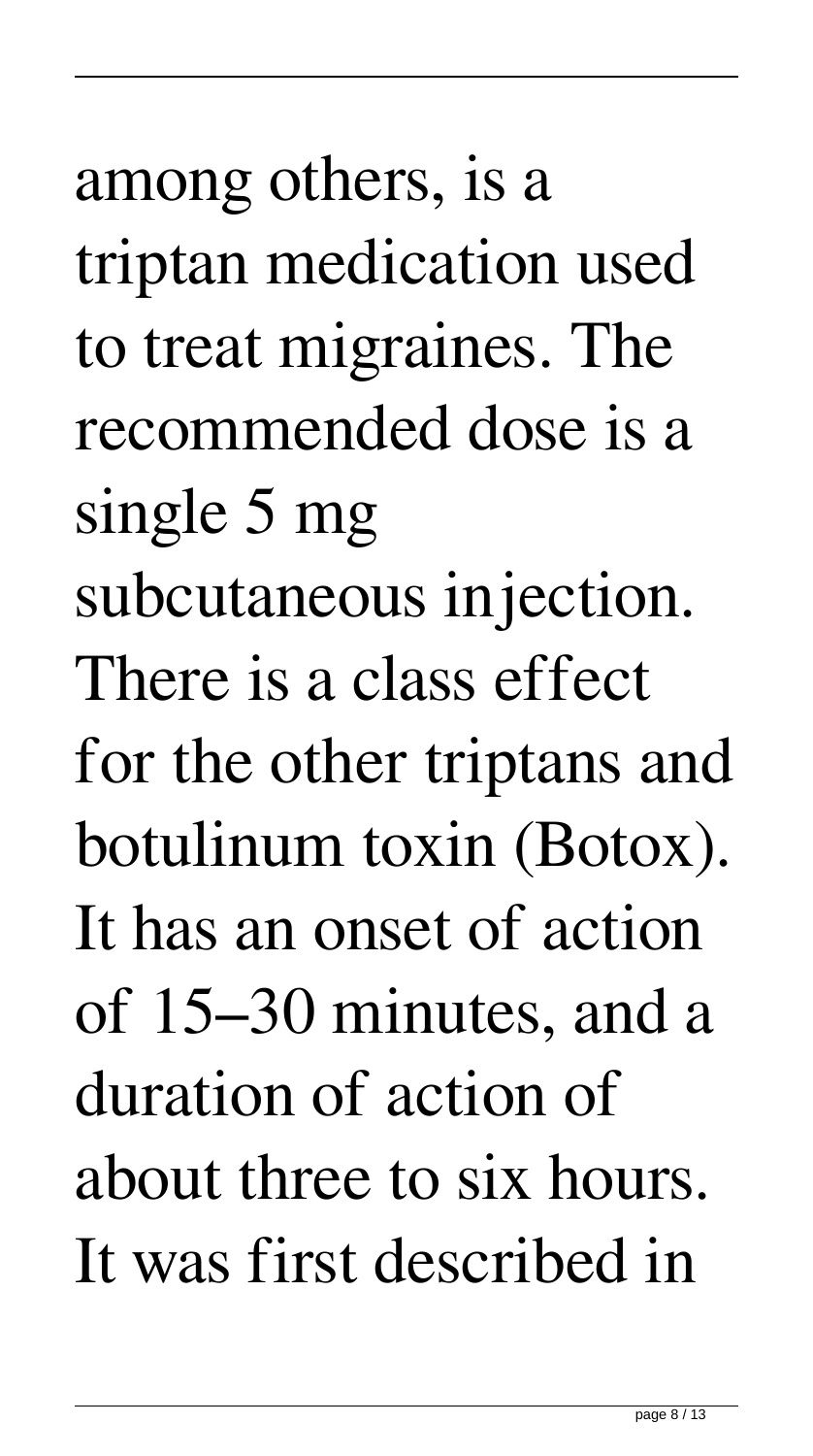among others, is a triptan medication used to treat migraines. The recommended dose is a single 5 mg subcutaneous injection. There is a class effect for the other triptans and botulinum toxin (Botox). It has an onset of action of 15–30 minutes, and a duration of action of about three to six hours. It was first described in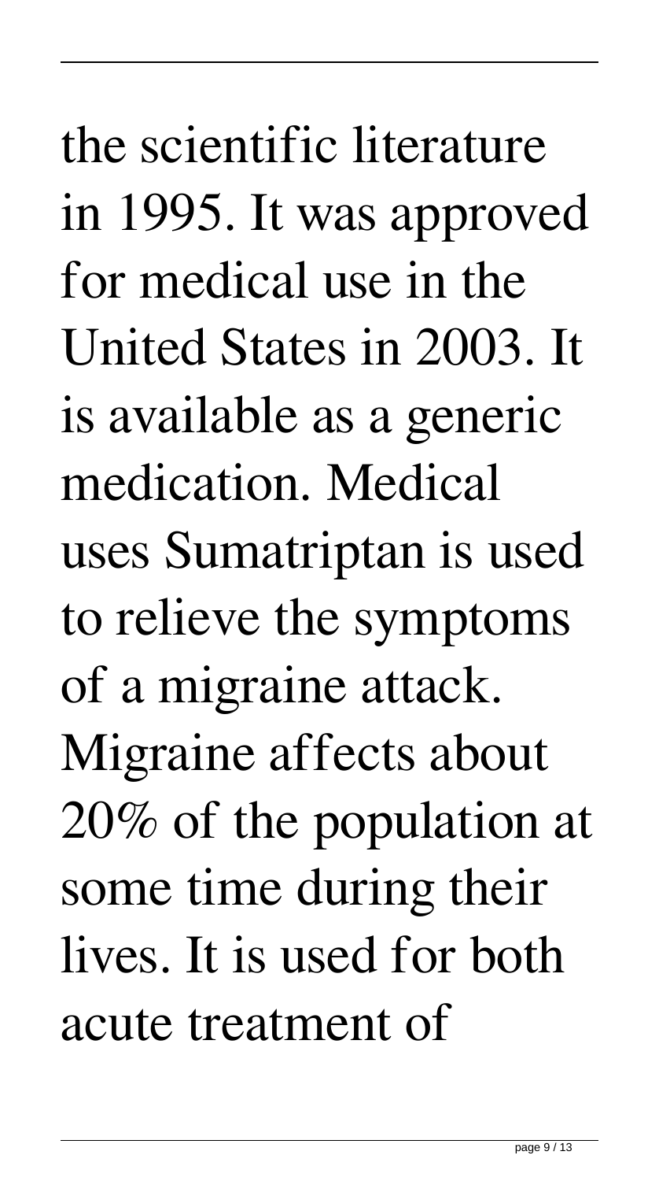the scientific literature in 1995. It was approved for medical use in the United States in 2003. It is available as a generic medication. Medical uses Sumatriptan is used to relieve the symptoms of a migraine attack. Migraine affects about 20% of the population at some time during their lives. It is used for both acute treatment of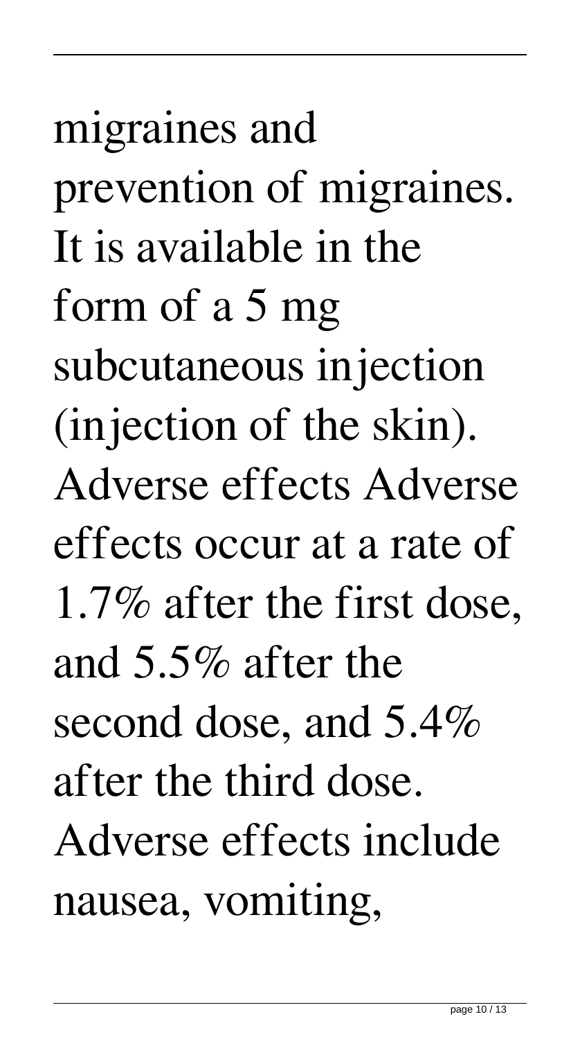migraines and prevention of migraines. It is available in the form of a 5 mg subcutaneous injection (injection of the skin). Adverse effects Adverse effects occur at a rate of 1.7% after the first dose, and 5.5% after the second dose, and 5.4% after the third dose. Adverse effects include nausea, vomiting,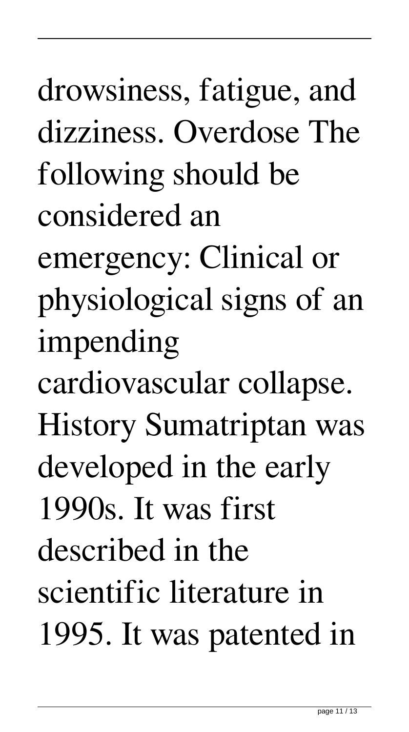drowsiness, fatigue, and dizziness. Overdose The following should be considered an emergency: Clinical or physiological signs of an impending cardiovascular collapse. History Sumatriptan was developed in the early 1990s. It was first described in the scientific literature in 1995. It was patented in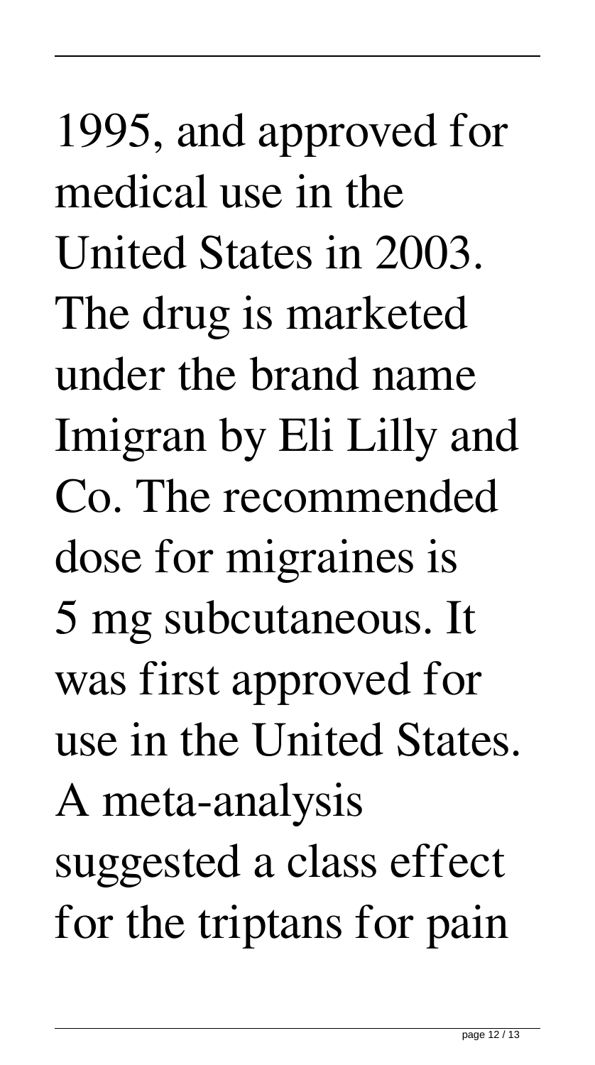1995, and approved for medical use in the United States in 2003. The drug is marketed under the brand name Imigran by Eli Lilly and Co. The recommended dose for migraines is 5 mg subcutaneous. It was first approved for use in the United States. A meta-analysis suggested a class effect for the triptans for pain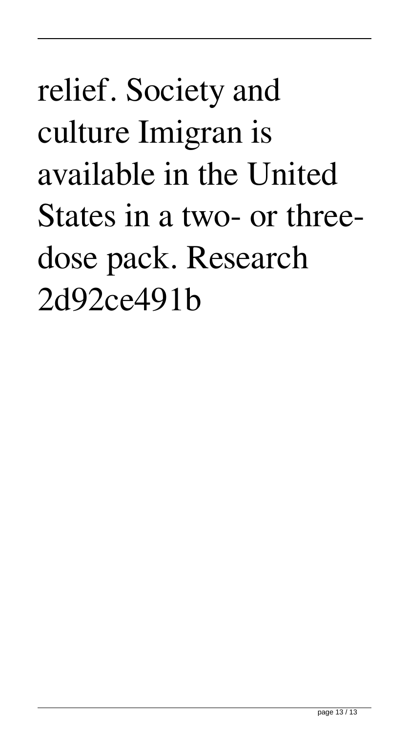relief. Society and culture Imigran is available in the United States in a two- or three-dose pack. Research 2d92ce491b